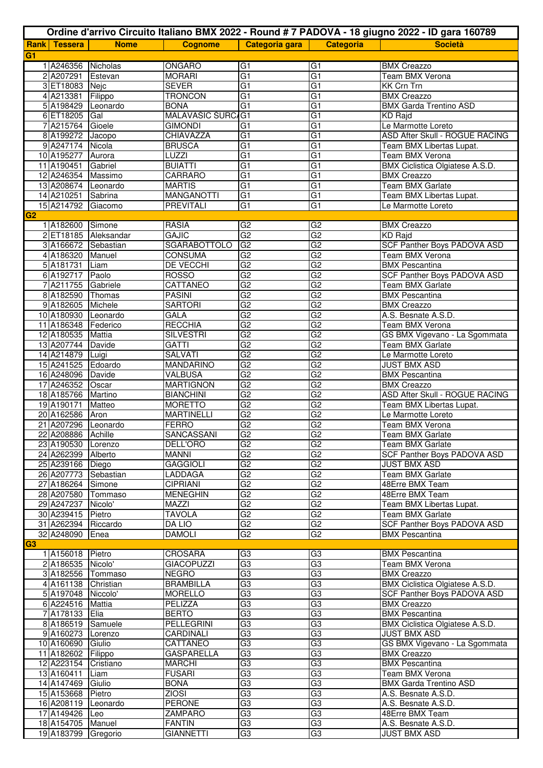# Ordine d'arrivo Circuito Italiano BMX 2022 - Round # 7 PADOVA - 18 giugno 2022 - ID gara 160789

| Rank | Tessera | Nome | Cognome | Categoria gara | Categoria | Società |
|---|---|---|---|---|---|---|
| **G1** | | | | | | |
| 1 | A246356 | Nicholas | ONGARO | G1 | G1 | BMX Creazzo |
| 2 | A207291 | Estevan | MORARI | G1 | G1 | Team BMX Verona |
| 3 | ET18083 | Nejc | SEVER | G1 | G1 | KK Crn Trn |
| 4 | A213381 | Filippo | TRONCON | G1 | G1 | BMX Creazzo |
| 5 | A198429 | Leonardo | BONA | G1 | G1 | BMX Garda Trentino ASD |
| 6 | ET18205 | Gal | MALAVASIC SURCA | G1 | G1 | KD Rajd |
| 7 | A215764 | Gioele | GIMONDI | G1 | G1 | Le Marmotte Loreto |
| 8 | A199272 | Jacopo | CHIAVAZZA | G1 | G1 | ASD After Skull - ROGUE RACING |
| 9 | A247174 | Nicola | BRUSCA | G1 | G1 | Team BMX Libertas Lupat. |
| 10 | A195277 | Aurora | LUZZI | G1 | G1 | Team BMX Verona |
| 11 | A190451 | Gabriel | BUIATTI | G1 | G1 | BMX Ciclistica Olgiatese A.S.D. |
| 12 | A246354 | Massimo | CARRARO | G1 | G1 | BMX Creazzo |
| 13 | A208674 | Leonardo | MARTIS | G1 | G1 | Team BMX Garlate |
| 14 | A210251 | Sabrina | MANGANOTTI | G1 | G1 | Team BMX Libertas Lupat. |
| 15 | A214792 | Giacomo | PREVITALI | G1 | G1 | Le Marmotte Loreto |
| **G2** | | | | | | |
| 1 | A182600 | Simone | RASIA | G2 | G2 | BMX Creazzo |
| 2 | ET18185 | Aleksandar | GAJIC | G2 | G2 | KD Rajd |
| 3 | A166672 | Sebastian | SGARABOTTOLO | G2 | G2 | SCF Panther Boys PADOVA ASD |
| 4 | A186320 | Manuel | CONSUMA | G2 | G2 | Team BMX Verona |
| 5 | A181731 | Liam | DE VECCHI | G2 | G2 | BMX Pescantina |
| 6 | A192717 | Paolo | ROSSO | G2 | G2 | SCF Panther Boys PADOVA ASD |
| 7 | A211755 | Gabriele | CATTANEO | G2 | G2 | Team BMX Garlate |
| 8 | A182590 | Thomas | PASINI | G2 | G2 | BMX Pescantina |
| 9 | A182605 | Michele | SARTORI | G2 | G2 | BMX Creazzo |
| 10 | A180930 | Leonardo | GALA | G2 | G2 | A.S. Besnate A.S.D. |
| 11 | A186348 | Federico | RECCHIA | G2 | G2 | Team BMX Verona |
| 12 | A180535 | Mattia | SILVESTRI | G2 | G2 | GS BMX Vigevano - La Sgommata |
| 13 | A207744 | Davide | GATTI | G2 | G2 | Team BMX Garlate |
| 14 | A214879 | Luigi | SALVATI | G2 | G2 | Le Marmotte Loreto |
| 15 | A241525 | Edoardo | MANDARINO | G2 | G2 | JUST BMX ASD |
| 16 | A248096 | Davide | VALBUSA | G2 | G2 | BMX Pescantina |
| 17 | A246352 | Oscar | MARTIGNON | G2 | G2 | BMX Creazzo |
| 18 | A185766 | Martino | BIANCHINI | G2 | G2 | ASD After Skull - ROGUE RACING |
| 19 | A190171 | Matteo | MORETTO | G2 | G2 | Team BMX Libertas Lupat. |
| 20 | A162586 | Aron | MARTINELLI | G2 | G2 | Le Marmotte Loreto |
| 21 | A207296 | Leonardo | FERRO | G2 | G2 | Team BMX Verona |
| 22 | A208886 | Achille | SANCASSANI | G2 | G2 | Team BMX Garlate |
| 23 | A190530 | Lorenzo | DELL'ORO | G2 | G2 | Team BMX Garlate |
| 24 | A262399 | Alberto | MANNI | G2 | G2 | SCF Panther Boys PADOVA ASD |
| 25 | A239166 | Diego | GAGGIOLI | G2 | G2 | JUST BMX ASD |
| 26 | A207773 | Sebastian | LADDAGA | G2 | G2 | Team BMX Garlate |
| 27 | A186264 | Simone | CIPRIANI | G2 | G2 | 48Erre BMX Team |
| 28 | A207580 | Tommaso | MENEGHIN | G2 | G2 | 48Erre BMX Team |
| 29 | A247237 | Nicolo' | MAZZI | G2 | G2 | Team BMX Libertas Lupat. |
| 30 | A239415 | Pietro | TAVOLA | G2 | G2 | Team BMX Garlate |
| 31 | A262394 | Riccardo | DA LIO | G2 | G2 | SCF Panther Boys PADOVA ASD |
| 32 | A248090 | Enea | DAMOLI | G2 | G2 | BMX Pescantina |
| **G3** | | | | | | |
| 1 | A156018 | Pietro | CROSARA | G3 | G3 | BMX Pescantina |
| 2 | A186535 | Nicolo' | GIACOPUZZI | G3 | G3 | Team BMX Verona |
| 3 | A182556 | Tommaso | NEGRO | G3 | G3 | BMX Creazzo |
| 4 | A161138 | Christian | BRAMBILLA | G3 | G3 | BMX Ciclistica Olgiatese A.S.D. |
| 5 | A197048 | Niccolo' | MORELLO | G3 | G3 | SCF Panther Boys PADOVA ASD |
| 6 | A224516 | Mattia | PELIZZA | G3 | G3 | BMX Creazzo |
| 7 | A178133 | Elia | BERTO | G3 | G3 | BMX Pescantina |
| 8 | A186519 | Samuele | PELLEGRINI | G3 | G3 | BMX Ciclistica Olgiatese A.S.D. |
| 9 | A160273 | Lorenzo | CARDINALI | G3 | G3 | JUST BMX ASD |
| 10 | A160690 | Giulio | CATTANEO | G3 | G3 | GS BMX Vigevano - La Sgommata |
| 11 | A182602 | Filippo | GASPARELLA | G3 | G3 | BMX Creazzo |
| 12 | A223154 | Cristiano | MARCHI | G3 | G3 | BMX Pescantina |
| 13 | A160411 | Liam | FUSARI | G3 | G3 | Team BMX Verona |
| 14 | A147469 | Giulio | BONA | G3 | G3 | BMX Garda Trentino ASD |
| 15 | A153668 | Pietro | ZIOSI | G3 | G3 | A.S. Besnate A.S.D. |
| 16 | A208119 | Leonardo | PERONE | G3 | G3 | A.S. Besnate A.S.D. |
| 17 | A149426 | Leo | ZAMPARO | G3 | G3 | 48Erre BMX Team |
| 18 | A154705 | Manuel | FANTIN | G3 | G3 | A.S. Besnate A.S.D. |
| 19 | A183799 | Gregorio | GIANNETTI | G3 | G3 | JUST BMX ASD |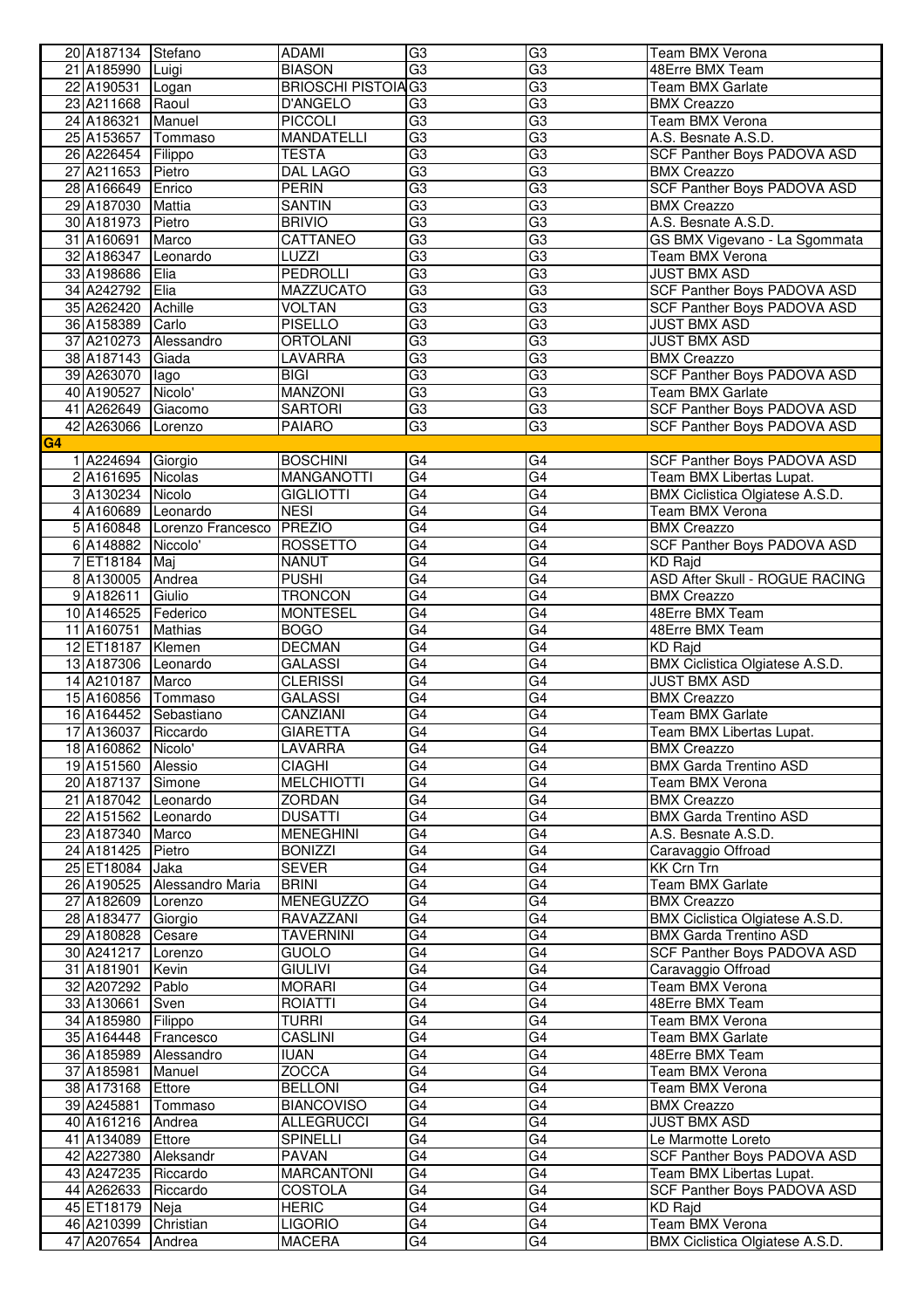| | | | | | | |
|---|---|---|---|---|---|---|
| 20 | A187134 | Stefano | ADAMI | G3 | G3 | Team BMX Verona |
| 21 | A185990 | Luigi | BIASON | G3 | G3 | 48Erre BMX Team |
| 22 | A190531 | Logan | BRIOSCHI PISTOIA | G3 | G3 | Team BMX Garlate |
| 23 | A211668 | Raoul | D'ANGELO | G3 | G3 | BMX Creazzo |
| 24 | A186321 | Manuel | PICCOLI | G3 | G3 | Team BMX Verona |
| 25 | A153657 | Tommaso | MANDATELLI | G3 | G3 | A.S. Besnate A.S.D. |
| 26 | A226454 | Filippo | TESTA | G3 | G3 | SCF Panther Boys PADOVA ASD |
| 27 | A211653 | Pietro | DAL LAGO | G3 | G3 | BMX Creazzo |
| 28 | A166649 | Enrico | PERIN | G3 | G3 | SCF Panther Boys PADOVA ASD |
| 29 | A187030 | Mattia | SANTIN | G3 | G3 | BMX Creazzo |
| 30 | A181973 | Pietro | BRIVIO | G3 | G3 | A.S. Besnate A.S.D. |
| 31 | A160691 | Marco | CATTANEO | G3 | G3 | GS BMX Vigevano - La Sgommata |
| 32 | A186347 | Leonardo | LUZZI | G3 | G3 | Team BMX Verona |
| 33 | A198686 | Elia | PEDROLLI | G3 | G3 | JUST BMX ASD |
| 34 | A242792 | Elia | MAZZUCATO | G3 | G3 | SCF Panther Boys PADOVA ASD |
| 35 | A262420 | Achille | VOLTAN | G3 | G3 | SCF Panther Boys PADOVA ASD |
| 36 | A158389 | Carlo | PISELLO | G3 | G3 | JUST BMX ASD |
| 37 | A210273 | Alessandro | ORTOLANI | G3 | G3 | JUST BMX ASD |
| 38 | A187143 | Giada | LAVARRA | G3 | G3 | BMX Creazzo |
| 39 | A263070 | Iago | BIGI | G3 | G3 | SCF Panther Boys PADOVA ASD |
| 40 | A190527 | Nicolo' | MANZONI | G3 | G3 | Team BMX Garlate |
| 41 | A262649 | Giacomo | SARTORI | G3 | G3 | SCF Panther Boys PADOVA ASD |
| 42 | A263066 | Lorenzo | PAIARO | G3 | G3 | SCF Panther Boys PADOVA ASD |
| **G4** | | | | | | |
| 1 | A224694 | Giorgio | BOSCHINI | G4 | G4 | SCF Panther Boys PADOVA ASD |
| 2 | A161695 | Nicolas | MANGANOTTI | G4 | G4 | Team BMX Libertas Lupat. |
| 3 | A130234 | Nicolo | GIGLIOTTI | G4 | G4 | BMX Ciclistica Olgiatese A.S.D. |
| 4 | A160689 | Leonardo | NESI | G4 | G4 | Team BMX Verona |
| 5 | A160848 | Lorenzo Francesco | PREZIO | G4 | G4 | BMX Creazzo |
| 6 | A148882 | Niccolo' | ROSSETTO | G4 | G4 | SCF Panther Boys PADOVA ASD |
| 7 | ET18184 | Maj | NANUT | G4 | G4 | KD Rajd |
| 8 | A130005 | Andrea | PUSHI | G4 | G4 | ASD After Skull - ROGUE RACING |
| 9 | A182611 | Giulio | TRONCON | G4 | G4 | BMX Creazzo |
| 10 | A146525 | Federico | MONTESEL | G4 | G4 | 48Erre BMX Team |
| 11 | A160751 | Mathias | BOGO | G4 | G4 | 48Erre BMX Team |
| 12 | ET18187 | Klemen | DECMAN | G4 | G4 | KD Rajd |
| 13 | A187306 | Leonardo | GALASSI | G4 | G4 | BMX Ciclistica Olgiatese A.S.D. |
| 14 | A210187 | Marco | CLERISSI | G4 | G4 | JUST BMX ASD |
| 15 | A160856 | Tommaso | GALASSI | G4 | G4 | BMX Creazzo |
| 16 | A164452 | Sebastiano | CANZIANI | G4 | G4 | Team BMX Garlate |
| 17 | A136037 | Riccardo | GIARETTA | G4 | G4 | Team BMX Libertas Lupat. |
| 18 | A160862 | Nicolo' | LAVARRA | G4 | G4 | BMX Creazzo |
| 19 | A151560 | Alessio | CIAGHI | G4 | G4 | BMX Garda Trentino ASD |
| 20 | A187137 | Simone | MELCHIOTTI | G4 | G4 | Team BMX Verona |
| 21 | A187042 | Leonardo | ZORDAN | G4 | G4 | BMX Creazzo |
| 22 | A151562 | Leonardo | DUSATTI | G4 | G4 | BMX Garda Trentino ASD |
| 23 | A187340 | Marco | MENEGHINI | G4 | G4 | A.S. Besnate A.S.D. |
| 24 | A181425 | Pietro | BONIZZI | G4 | G4 | Caravaggio Offroad |
| 25 | ET18084 | Jaka | SEVER | G4 | G4 | KK Crn Trn |
| 26 | A190525 | Alessandro Maria | BRINI | G4 | G4 | Team BMX Garlate |
| 27 | A182609 | Lorenzo | MENEGUZZO | G4 | G4 | BMX Creazzo |
| 28 | A183477 | Giorgio | RAVAZZANI | G4 | G4 | BMX Ciclistica Olgiatese A.S.D. |
| 29 | A180828 | Cesare | TAVERNINI | G4 | G4 | BMX Garda Trentino ASD |
| 30 | A241217 | Lorenzo | GUOLO | G4 | G4 | SCF Panther Boys PADOVA ASD |
| 31 | A181901 | Kevin | GIULIVI | G4 | G4 | Caravaggio Offroad |
| 32 | A207292 | Pablo | MORARI | G4 | G4 | Team BMX Verona |
| 33 | A130661 | Sven | ROIATTI | G4 | G4 | 48Erre BMX Team |
| 34 | A185980 | Filippo | TURRI | G4 | G4 | Team BMX Verona |
| 35 | A164448 | Francesco | CASLINI | G4 | G4 | Team BMX Garlate |
| 36 | A185989 | Alessandro | IUAN | G4 | G4 | 48Erre BMX Team |
| 37 | A185981 | Manuel | ZOCCA | G4 | G4 | Team BMX Verona |
| 38 | A173168 | Ettore | BELLONI | G4 | G4 | Team BMX Verona |
| 39 | A245881 | Tommaso | BIANCOVISO | G4 | G4 | BMX Creazzo |
| 40 | A161216 | Andrea | ALLEGRUCCI | G4 | G4 | JUST BMX ASD |
| 41 | A134089 | Ettore | SPINELLI | G4 | G4 | Le Marmotte Loreto |
| 42 | A227380 | Aleksandr | PAVAN | G4 | G4 | SCF Panther Boys PADOVA ASD |
| 43 | A247235 | Riccardo | MARCANTONI | G4 | G4 | Team BMX Libertas Lupat. |
| 44 | A262633 | Riccardo | COSTOLA | G4 | G4 | SCF Panther Boys PADOVA ASD |
| 45 | ET18179 | Neja | HERIC | G4 | G4 | KD Rajd |
| 46 | A210399 | Christian | LIGORIO | G4 | G4 | Team BMX Verona |
| 47 | A207654 | Andrea | MACERA | G4 | G4 | BMX Ciclistica Olgiatese A.S.D. |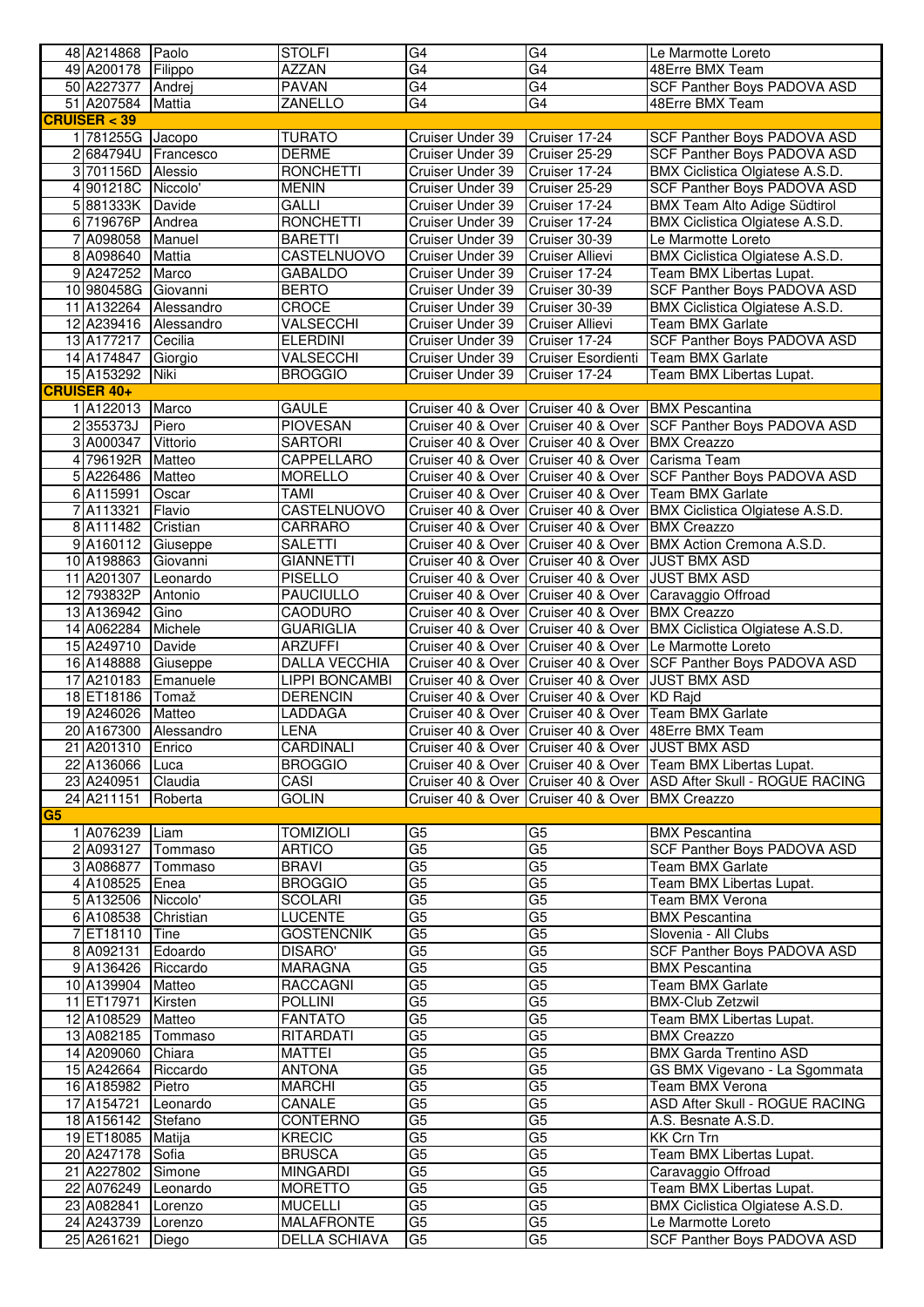| | | | | | | |
|---|---|---|---|---|---|---|
| 48 | A214868 | Paolo | STOLFI | G4 | G4 | Le Marmotte Loreto |
| 49 | A200178 | Filippo | AZZAN | G4 | G4 | 48Erre BMX Team |
| 50 | A227377 | Andrej | PAVAN | G4 | G4 | SCF Panther Boys PADOVA ASD |
| 51 | A207584 | Mattia | ZANELLO | G4 | G4 | 48Erre BMX Team |
| **CRUISER < 39** | | | | | | |
| 1 | 781255G | Jacopo | TURATO | Cruiser Under 39 | Cruiser 17-24 | SCF Panther Boys PADOVA ASD |
| 2 | 684794U | Francesco | DERME | Cruiser Under 39 | Cruiser 25-29 | SCF Panther Boys PADOVA ASD |
| 3 | 701156D | Alessio | RONCHETTI | Cruiser Under 39 | Cruiser 17-24 | BMX Ciclistica Olgiatese A.S.D. |
| 4 | 901218C | Niccolo' | MENIN | Cruiser Under 39 | Cruiser 25-29 | SCF Panther Boys PADOVA ASD |
| 5 | 881333K | Davide | GALLI | Cruiser Under 39 | Cruiser 17-24 | BMX Team Alto Adige Südtirol |
| 6 | 719676P | Andrea | RONCHETTI | Cruiser Under 39 | Cruiser 17-24 | BMX Ciclistica Olgiatese A.S.D. |
| 7 | A098058 | Manuel | BARETTI | Cruiser Under 39 | Cruiser 30-39 | Le Marmotte Loreto |
| 8 | A098640 | Mattia | CASTELNUOVO | Cruiser Under 39 | Cruiser Allievi | BMX Ciclistica Olgiatese A.S.D. |
| 9 | A247252 | Marco | GABALDO | Cruiser Under 39 | Cruiser 17-24 | Team BMX Libertas Lupat. |
| 10 | 980458G | Giovanni | BERTO | Cruiser Under 39 | Cruiser 30-39 | SCF Panther Boys PADOVA ASD |
| 11 | A132264 | Alessandro | CROCE | Cruiser Under 39 | Cruiser 30-39 | BMX Ciclistica Olgiatese A.S.D. |
| 12 | A239416 | Alessandro | VALSECCHI | Cruiser Under 39 | Cruiser Allievi | Team BMX Garlate |
| 13 | A177217 | Cecilia | ELERDINI | Cruiser Under 39 | Cruiser 17-24 | SCF Panther Boys PADOVA ASD |
| 14 | A174847 | Giorgio | VALSECCHI | Cruiser Under 39 | Cruiser Esordienti | Team BMX Garlate |
| 15 | A153292 | Niki | BROGGIO | Cruiser Under 39 | Cruiser 17-24 | Team BMX Libertas Lupat. |
| **CRUISER 40+** | | | | | | |
| 1 | A122013 | Marco | GAULE | Cruiser 40 & Over | Cruiser 40 & Over | BMX Pescantina |
| 2 | 355373J | Piero | PIOVESAN | Cruiser 40 & Over | Cruiser 40 & Over | SCF Panther Boys PADOVA ASD |
| 3 | A000347 | Vittorio | SARTORI | Cruiser 40 & Over | Cruiser 40 & Over | BMX Creazzo |
| 4 | 796192R | Matteo | CAPPELLARO | Cruiser 40 & Over | Cruiser 40 & Over | Carisma Team |
| 5 | A226486 | Matteo | MORELLO | Cruiser 40 & Over | Cruiser 40 & Over | SCF Panther Boys PADOVA ASD |
| 6 | A115991 | Oscar | TAMI | Cruiser 40 & Over | Cruiser 40 & Over | Team BMX Garlate |
| 7 | A113321 | Flavio | CASTELNUOVO | Cruiser 40 & Over | Cruiser 40 & Over | BMX Ciclistica Olgiatese A.S.D. |
| 8 | A111482 | Cristian | CARRARO | Cruiser 40 & Over | Cruiser 40 & Over | BMX Creazzo |
| 9 | A160112 | Giuseppe | SALETTI | Cruiser 40 & Over | Cruiser 40 & Over | BMX Action Cremona A.S.D. |
| 10 | A198863 | Giovanni | GIANNETTI | Cruiser 40 & Over | Cruiser 40 & Over | JUST BMX ASD |
| 11 | A201307 | Leonardo | PISELLO | Cruiser 40 & Over | Cruiser 40 & Over | JUST BMX ASD |
| 12 | 793832P | Antonio | PAUCIULLO | Cruiser 40 & Over | Cruiser 40 & Over | Caravaggio Offroad |
| 13 | A136942 | Gino | CAODURO | Cruiser 40 & Over | Cruiser 40 & Over | BMX Creazzo |
| 14 | A062284 | Michele | GUARIGLIA | Cruiser 40 & Over | Cruiser 40 & Over | BMX Ciclistica Olgiatese A.S.D. |
| 15 | A249710 | Davide | ARZUFFI | Cruiser 40 & Over | Cruiser 40 & Over | Le Marmotte Loreto |
| 16 | A148888 | Giuseppe | DALLA VECCHIA | Cruiser 40 & Over | Cruiser 40 & Over | SCF Panther Boys PADOVA ASD |
| 17 | A210183 | Emanuele | LIPPI BONCAMBI | Cruiser 40 & Over | Cruiser 40 & Over | JUST BMX ASD |
| 18 | ET18186 | Tomaž | DERENCIN | Cruiser 40 & Over | Cruiser 40 & Over | KD Rajd |
| 19 | A246026 | Matteo | LADDAGA | Cruiser 40 & Over | Cruiser 40 & Over | Team BMX Garlate |
| 20 | A167300 | Alessandro | LENA | Cruiser 40 & Over | Cruiser 40 & Over | 48Erre BMX Team |
| 21 | A201310 | Enrico | CARDINALI | Cruiser 40 & Over | Cruiser 40 & Over | JUST BMX ASD |
| 22 | A136066 | Luca | BROGGIO | Cruiser 40 & Over | Cruiser 40 & Over | Team BMX Libertas Lupat. |
| 23 | A240951 | Claudia | CASI | Cruiser 40 & Over | Cruiser 40 & Over | ASD After Skull - ROGUE RACING |
| 24 | A211151 | Roberta | GOLIN | Cruiser 40 & Over | Cruiser 40 & Over | BMX Creazzo |
| **G5** | | | | | | |
| 1 | A076239 | Liam | TOMIZIOLI | G5 | G5 | BMX Pescantina |
| 2 | A093127 | Tommaso | ARTICO | G5 | G5 | SCF Panther Boys PADOVA ASD |
| 3 | A086877 | Tommaso | BRAVI | G5 | G5 | Team BMX Garlate |
| 4 | A108525 | Enea | BROGGIO | G5 | G5 | Team BMX Libertas Lupat. |
| 5 | A132506 | Niccolo' | SCOLARI | G5 | G5 | Team BMX Verona |
| 6 | A108538 | Christian | LUCENTE | G5 | G5 | BMX Pescantina |
| 7 | ET18110 | Tine | GOSTENCNIK | G5 | G5 | Slovenia - All Clubs |
| 8 | A092131 | Edoardo | DISARO' | G5 | G5 | SCF Panther Boys PADOVA ASD |
| 9 | A136426 | Riccardo | MARAGNA | G5 | G5 | BMX Pescantina |
| 10 | A139904 | Matteo | RACCAGNI | G5 | G5 | Team BMX Garlate |
| 11 | ET17971 | Kirsten | POLLINI | G5 | G5 | BMX-Club Zetzwil |
| 12 | A108529 | Matteo | FANTATO | G5 | G5 | Team BMX Libertas Lupat. |
| 13 | A082185 | Tommaso | RITARDATI | G5 | G5 | BMX Creazzo |
| 14 | A209060 | Chiara | MATTEI | G5 | G5 | BMX Garda Trentino ASD |
| 15 | A242664 | Riccardo | ANTONA | G5 | G5 | GS BMX Vigevano - La Sgommata |
| 16 | A185982 | Pietro | MARCHI | G5 | G5 | Team BMX Verona |
| 17 | A154721 | Leonardo | CANALE | G5 | G5 | ASD After Skull - ROGUE RACING |
| 18 | A156142 | Stefano | CONTERNO | G5 | G5 | A.S. Besnate A.S.D. |
| 19 | ET18085 | Matija | KRECIC | G5 | G5 | KK Crn Trn |
| 20 | A247178 | Sofia | BRUSCA | G5 | G5 | Team BMX Libertas Lupat. |
| 21 | A227802 | Simone | MINGARDI | G5 | G5 | Caravaggio Offroad |
| 22 | A076249 | Leonardo | MORETTO | G5 | G5 | Team BMX Libertas Lupat. |
| 23 | A082841 | Lorenzo | MUCELLI | G5 | G5 | BMX Ciclistica Olgiatese A.S.D. |
| 24 | A243739 | Lorenzo | MALAFRONTE | G5 | G5 | Le Marmotte Loreto |
| 25 | A261621 | Diego | DELLA SCHIAVA | G5 | G5 | SCF Panther Boys PADOVA ASD |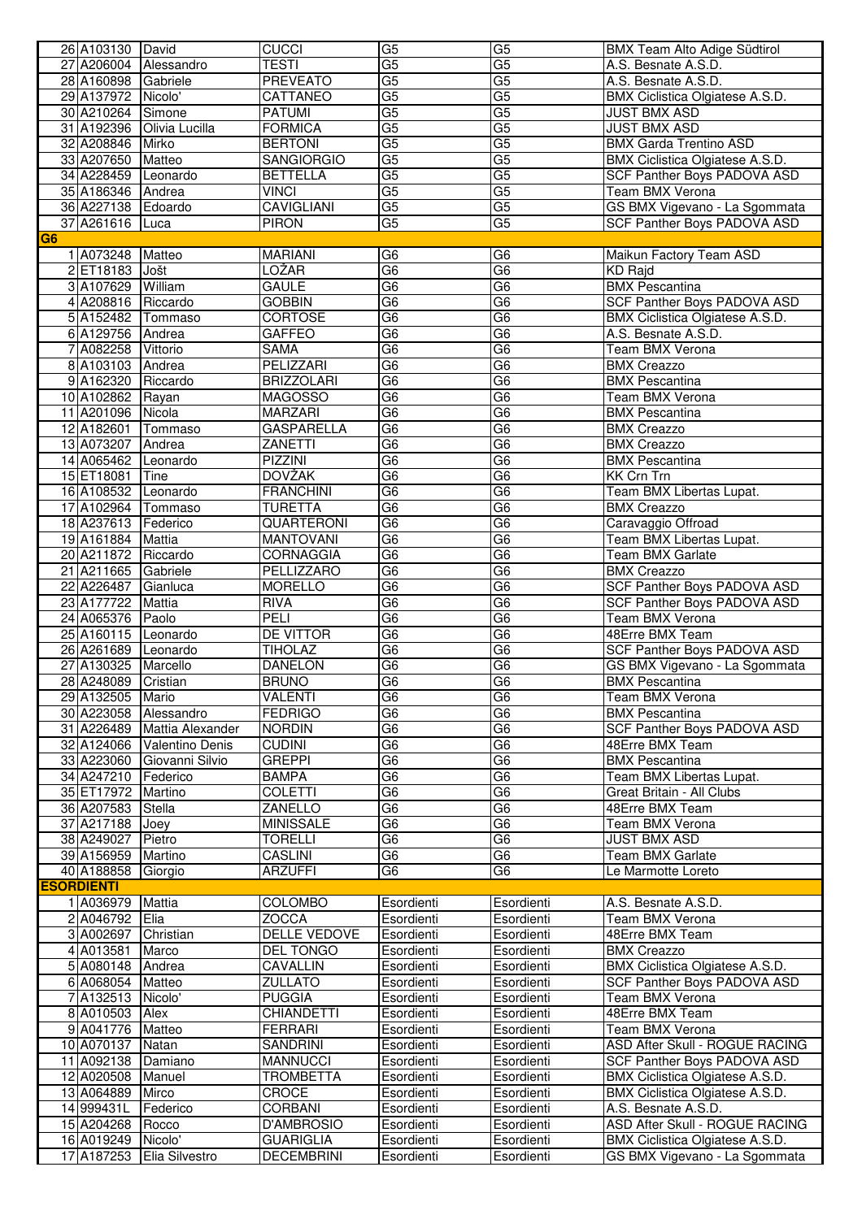| | | | | | | |
|---|---|---|---|---|---|---|
| 26 | A103130 | David | CUCCI | G5 | G5 | BMX Team Alto Adige Südtirol |
| 27 | A206004 | Alessandro | TESTI | G5 | G5 | A.S. Besnate A.S.D. |
| 28 | A160898 | Gabriele | PREVEATO | G5 | G5 | A.S. Besnate A.S.D. |
| 29 | A137972 | Nicolo' | CATTANEO | G5 | G5 | BMX Ciclistica Olgiatese A.S.D. |
| 30 | A210264 | Simone | PATUMI | G5 | G5 | JUST BMX ASD |
| 31 | A192396 | Olivia Lucilla | FORMICA | G5 | G5 | JUST BMX ASD |
| 32 | A208846 | Mirko | BERTONI | G5 | G5 | BMX Garda Trentino ASD |
| 33 | A207650 | Matteo | SANGIORGIO | G5 | G5 | BMX Ciclistica Olgiatese A.S.D. |
| 34 | A228459 | Leonardo | BETTELLA | G5 | G5 | SCF Panther Boys PADOVA ASD |
| 35 | A186346 | Andrea | VINCI | G5 | G5 | Team BMX Verona |
| 36 | A227138 | Edoardo | CAVIGLIANI | G5 | G5 | GS BMX Vigevano - La Sgommata |
| 37 | A261616 | Luca | PIRON | G5 | G5 | SCF Panther Boys PADOVA ASD |
| **G6** | | | | | | |
| 1 | A073248 | Matteo | MARIANI | G6 | G6 | Maikun Factory Team ASD |
| 2 | ET18183 | Jošt | LOŽAR | G6 | G6 | KD Rajd |
| 3 | A107629 | William | GAULE | G6 | G6 | BMX Pescantina |
| 4 | A208816 | Riccardo | GOBBIN | G6 | G6 | SCF Panther Boys PADOVA ASD |
| 5 | A152482 | Tommaso | CORTOSE | G6 | G6 | BMX Ciclistica Olgiatese A.S.D. |
| 6 | A129756 | Andrea | GAFFEO | G6 | G6 | A.S. Besnate A.S.D. |
| 7 | A082258 | Vittorio | SAMA | G6 | G6 | Team BMX Verona |
| 8 | A103103 | Andrea | PELIZZARI | G6 | G6 | BMX Creazzo |
| 9 | A162320 | Riccardo | BRIZZOLARI | G6 | G6 | BMX Pescantina |
| 10 | A102862 | Rayan | MAGOSSO | G6 | G6 | Team BMX Verona |
| 11 | A201096 | Nicola | MARZARI | G6 | G6 | BMX Pescantina |
| 12 | A182601 | Tommaso | GASPARELLA | G6 | G6 | BMX Creazzo |
| 13 | A073207 | Andrea | ZANETTI | G6 | G6 | BMX Creazzo |
| 14 | A065462 | Leonardo | PIZZINI | G6 | G6 | BMX Pescantina |
| 15 | ET18081 | Tine | DOVŽAK | G6 | G6 | KK Crn Trn |
| 16 | A108532 | Leonardo | FRANCHINI | G6 | G6 | Team BMX Libertas Lupat. |
| 17 | A102964 | Tommaso | TURETTA | G6 | G6 | BMX Creazzo |
| 18 | A237613 | Federico | QUARTERONI | G6 | G6 | Caravaggio Offroad |
| 19 | A161884 | Mattia | MANTOVANI | G6 | G6 | Team BMX Libertas Lupat. |
| 20 | A211872 | Riccardo | CORNAGGIA | G6 | G6 | Team BMX Garlate |
| 21 | A211665 | Gabriele | PELLIZZARO | G6 | G6 | BMX Creazzo |
| 22 | A226487 | Gianluca | MORELLO | G6 | G6 | SCF Panther Boys PADOVA ASD |
| 23 | A177722 | Mattia | RIVA | G6 | G6 | SCF Panther Boys PADOVA ASD |
| 24 | A065376 | Paolo | PELI | G6 | G6 | Team BMX Verona |
| 25 | A160115 | Leonardo | DE VITTOR | G6 | G6 | 48Erre BMX Team |
| 26 | A261689 | Leonardo | TIHOLAZ | G6 | G6 | SCF Panther Boys PADOVA ASD |
| 27 | A130325 | Marcello | DANELON | G6 | G6 | GS BMX Vigevano - La Sgommata |
| 28 | A248089 | Cristian | BRUNO | G6 | G6 | BMX Pescantina |
| 29 | A132505 | Mario | VALENTI | G6 | G6 | Team BMX Verona |
| 30 | A223058 | Alessandro | FEDRIGO | G6 | G6 | BMX Pescantina |
| 31 | A226489 | Mattia Alexander | NORDIN | G6 | G6 | SCF Panther Boys PADOVA ASD |
| 32 | A124066 | Valentino Denis | CUDINI | G6 | G6 | 48Erre BMX Team |
| 33 | A223060 | Giovanni Silvio | GREPPI | G6 | G6 | BMX Pescantina |
| 34 | A247210 | Federico | BAMPA | G6 | G6 | Team BMX Libertas Lupat. |
| 35 | ET17972 | Martino | COLETTI | G6 | G6 | Great Britain - All Clubs |
| 36 | A207583 | Stella | ZANELLO | G6 | G6 | 48Erre BMX Team |
| 37 | A217188 | Joey | MINISSALE | G6 | G6 | Team BMX Verona |
| 38 | A249027 | Pietro | TORELLI | G6 | G6 | JUST BMX ASD |
| 39 | A156959 | Martino | CASLINI | G6 | G6 | Team BMX Garlate |
| 40 | A188858 | Giorgio | ARZUFFI | G6 | G6 | Le Marmotte Loreto |
| **ESORDIENTI** | | | | | | |
| 1 | A036979 | Mattia | COLOMBO | Esordienti | Esordienti | A.S. Besnate A.S.D. |
| 2 | A046792 | Elia | ZOCCA | Esordienti | Esordienti | Team BMX Verona |
| 3 | A002697 | Christian | DELLE VEDOVE | Esordienti | Esordienti | 48Erre BMX Team |
| 4 | A013581 | Marco | DEL TONGO | Esordienti | Esordienti | BMX Creazzo |
| 5 | A080148 | Andrea | CAVALLIN | Esordienti | Esordienti | BMX Ciclistica Olgiatese A.S.D. |
| 6 | A068054 | Matteo | ZULLATO | Esordienti | Esordienti | SCF Panther Boys PADOVA ASD |
| 7 | A132513 | Nicolo' | PUGGIA | Esordienti | Esordienti | Team BMX Verona |
| 8 | A010503 | Alex | CHIANDETTI | Esordienti | Esordienti | 48Erre BMX Team |
| 9 | A041776 | Matteo | FERRARI | Esordienti | Esordienti | Team BMX Verona |
| 10 | A070137 | Natan | SANDRINI | Esordienti | Esordienti | ASD After Skull - ROGUE RACING |
| 11 | A092138 | Damiano | MANNUCCI | Esordienti | Esordienti | SCF Panther Boys PADOVA ASD |
| 12 | A020508 | Manuel | TROMBETTA | Esordienti | Esordienti | BMX Ciclistica Olgiatese A.S.D. |
| 13 | A064889 | Mirco | CROCE | Esordienti | Esordienti | BMX Ciclistica Olgiatese A.S.D. |
| 14 | 999431L | Federico | CORBANI | Esordienti | Esordienti | A.S. Besnate A.S.D. |
| 15 | A204268 | Rocco | D'AMBROSIO | Esordienti | Esordienti | ASD After Skull - ROGUE RACING |
| 16 | A019249 | Nicolo' | GUARIGLIA | Esordienti | Esordienti | BMX Ciclistica Olgiatese A.S.D. |
| 17 | A187253 | Elia Silvestro | DECEMBRINI | Esordienti | Esordienti | GS BMX Vigevano - La Sgommata |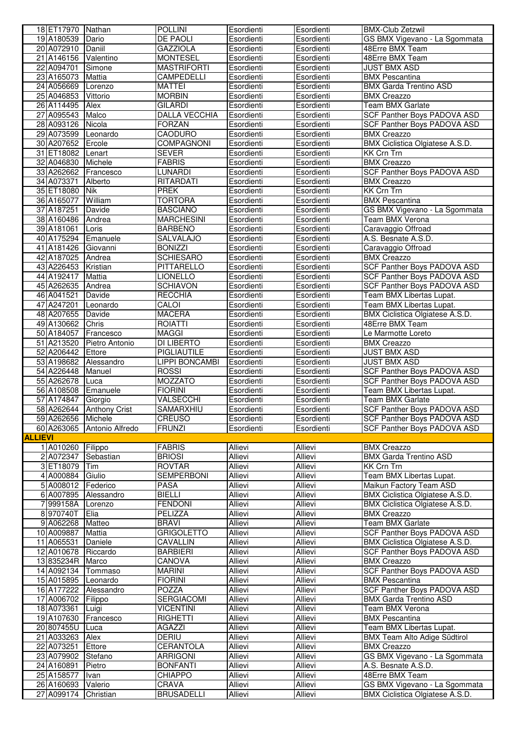| | | | | | | |
|---|---|---|---|---|---|---|
| 18 | ET17970 | Nathan | POLLINI | Esordienti | Esordienti | BMX-Club Zetzwil |
| 19 | A180539 | Dario | DE PAOLI | Esordienti | Esordienti | GS BMX Vigevano - La Sgommata |
| 20 | A072910 | Daniil | GAZZIOLA | Esordienti | Esordienti | 48Erre BMX Team |
| 21 | A146156 | Valentino | MONTESEL | Esordienti | Esordienti | 48Erre BMX Team |
| 22 | A094701 | Simone | MASTRIFORTI | Esordienti | Esordienti | JUST BMX ASD |
| 23 | A165073 | Mattia | CAMPEDELLI | Esordienti | Esordienti | BMX Pescantina |
| 24 | A056669 | Lorenzo | MATTEI | Esordienti | Esordienti | BMX Garda Trentino ASD |
| 25 | A046853 | Vittorio | MORBIN | Esordienti | Esordienti | BMX Creazzo |
| 26 | A114495 | Alex | GILARDI | Esordienti | Esordienti | Team BMX Garlate |
| 27 | A095543 | Malco | DALLA VECCHIA | Esordienti | Esordienti | SCF Panther Boys PADOVA ASD |
| 28 | A093126 | Nicola | FORZAN | Esordienti | Esordienti | SCF Panther Boys PADOVA ASD |
| 29 | A073599 | Leonardo | CAODURO | Esordienti | Esordienti | BMX Creazzo |
| 30 | A207652 | Ercole | COMPAGNONI | Esordienti | Esordienti | BMX Ciclistica Olgiatese A.S.D. |
| 31 | ET18082 | Lenart | SEVER | Esordienti | Esordienti | KK Crn Trn |
| 32 | A046830 | Michele | FABRIS | Esordienti | Esordienti | BMX Creazzo |
| 33 | A262662 | Francesco | LUNARDI | Esordienti | Esordienti | SCF Panther Boys PADOVA ASD |
| 34 | A073371 | Alberto | RITARDATI | Esordienti | Esordienti | BMX Creazzo |
| 35 | ET18080 | Nik | PREK | Esordienti | Esordienti | KK Crn Trn |
| 36 | A165077 | William | TORTORA | Esordienti | Esordienti | BMX Pescantina |
| 37 | A187251 | Davide | BASCIANO | Esordienti | Esordienti | GS BMX Vigevano - La Sgommata |
| 38 | A160486 | Andrea | MARCHESINI | Esordienti | Esordienti | Team BMX Verona |
| 39 | A181061 | Loris | BARBENO | Esordienti | Esordienti | Caravaggio Offroad |
| 40 | A175294 | Emanuele | SALVALAJO | Esordienti | Esordienti | A.S. Besnate A.S.D. |
| 41 | A181426 | Giovanni | BONIZZI | Esordienti | Esordienti | Caravaggio Offroad |
| 42 | A187025 | Andrea | SCHIESARO | Esordienti | Esordienti | BMX Creazzo |
| 43 | A226453 | Kristian | PITTARELLO | Esordienti | Esordienti | SCF Panther Boys PADOVA ASD |
| 44 | A192417 | Mattia | LIONELLO | Esordienti | Esordienti | SCF Panther Boys PADOVA ASD |
| 45 | A262635 | Andrea | SCHIAVON | Esordienti | Esordienti | SCF Panther Boys PADOVA ASD |
| 46 | A041521 | Davide | RECCHIA | Esordienti | Esordienti | Team BMX Libertas Lupat. |
| 47 | A247201 | Leonardo | CALOI | Esordienti | Esordienti | Team BMX Libertas Lupat. |
| 48 | A207655 | Davide | MACERA | Esordienti | Esordienti | BMX Ciclistica Olgiatese A.S.D. |
| 49 | A130662 | Chris | ROIATTI | Esordienti | Esordienti | 48Erre BMX Team |
| 50 | A184057 | Francesco | MAGGI | Esordienti | Esordienti | Le Marmotte Loreto |
| 51 | A213520 | Pietro Antonio | DI LIBERTO | Esordienti | Esordienti | BMX Creazzo |
| 52 | A206442 | Ettore | PIGLIAUTILE | Esordienti | Esordienti | JUST BMX ASD |
| 53 | A198682 | Alessandro | LIPPI BONCAMBI | Esordienti | Esordienti | JUST BMX ASD |
| 54 | A226448 | Manuel | ROSSI | Esordienti | Esordienti | SCF Panther Boys PADOVA ASD |
| 55 | A262678 | Luca | MOZZATO | Esordienti | Esordienti | SCF Panther Boys PADOVA ASD |
| 56 | A108508 | Emanuele | FIORINI | Esordienti | Esordienti | Team BMX Libertas Lupat. |
| 57 | A174847 | Giorgio | VALSECCHI | Esordienti | Esordienti | Team BMX Garlate |
| 58 | A262644 | Anthony Crist | SAMARXHIU | Esordienti | Esordienti | SCF Panther Boys PADOVA ASD |
| 59 | A262656 | Michele | CREUSO | Esordienti | Esordienti | SCF Panther Boys PADOVA ASD |
| 60 | A263065 | Antonio Alfredo | FRUNZI | Esordienti | Esordienti | SCF Panther Boys PADOVA ASD |
| **ALLIEVI** | | | | | | |
| 1 | A010260 | Filippo | FABRIS | Allievi | Allievi | BMX Creazzo |
| 2 | A072347 | Sebastian | BRIOSI | Allievi | Allievi | BMX Garda Trentino ASD |
| 3 | ET18079 | Tim | ROVTAR | Allievi | Allievi | KK Crn Trn |
| 4 | A000884 | Giulio | SEMPERBONI | Allievi | Allievi | Team BMX Libertas Lupat. |
| 5 | A008012 | Federico | PASA | Allievi | Allievi | Maikun Factory Team ASD |
| 6 | A007895 | Alessandro | BIELLI | Allievi | Allievi | BMX Ciclistica Olgiatese A.S.D. |
| 7 | 999158A | Lorenzo | FENDONI | Allievi | Allievi | BMX Ciclistica Olgiatese A.S.D. |
| 8 | 970740T | Elia | PELIZZA | Allievi | Allievi | BMX Creazzo |
| 9 | A062268 | Matteo | BRAVI | Allievi | Allievi | Team BMX Garlate |
| 10 | A009887 | Mattia | GRIGOLETTO | Allievi | Allievi | SCF Panther Boys PADOVA ASD |
| 11 | A065531 | Daniele | CAVALLIN | Allievi | Allievi | BMX Ciclistica Olgiatese A.S.D. |
| 12 | A010678 | Riccardo | BARBIERI | Allievi | Allievi | SCF Panther Boys PADOVA ASD |
| 13 | 835234R | Marco | CANOVA | Allievi | Allievi | BMX Creazzo |
| 14 | A092134 | Tommaso | MARINI | Allievi | Allievi | SCF Panther Boys PADOVA ASD |
| 15 | A015895 | Leonardo | FIORINI | Allievi | Allievi | BMX Pescantina |
| 16 | A177222 | Alessandro | POZZA | Allievi | Allievi | SCF Panther Boys PADOVA ASD |
| 17 | A006702 | Filippo | SERGIACOMI | Allievi | Allievi | BMX Garda Trentino ASD |
| 18 | A073361 | Luigi | VICENTINI | Allievi | Allievi | Team BMX Verona |
| 19 | A107630 | Francesco | RIGHETTI | Allievi | Allievi | BMX Pescantina |
| 20 | 807455U | Luca | AGAZZI | Allievi | Allievi | Team BMX Libertas Lupat. |
| 21 | A033263 | Alex | DERIU | Allievi | Allievi | BMX Team Alto Adige Südtirol |
| 22 | A073251 | Ettore | CERANTOLA | Allievi | Allievi | BMX Creazzo |
| 23 | A079902 | Stefano | ARRIGONI | Allievi | Allievi | GS BMX Vigevano - La Sgommata |
| 24 | A160891 | Pietro | BONFANTI | Allievi | Allievi | A.S. Besnate A.S.D. |
| 25 | A158577 | Ivan | CHIAPPO | Allievi | Allievi | 48Erre BMX Team |
| 26 | A160693 | Valerio | CRAVA | Allievi | Allievi | GS BMX Vigevano - La Sgommata |
| 27 | A099174 | Christian | BRUSADELLI | Allievi | Allievi | BMX Ciclistica Olgiatese A.S.D. |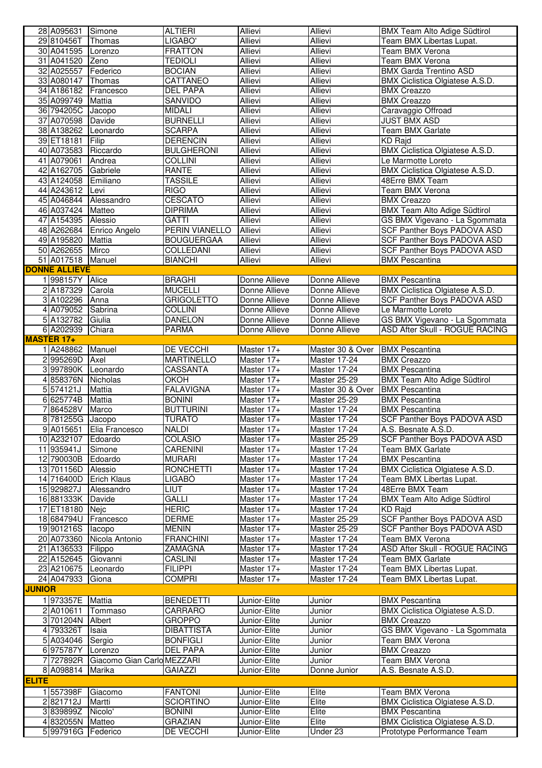| | | | | | | |
|---|---|---|---|---|---|---|
| 28 | A095631 | Simone | ALTIERI | Allievi | Allievi | BMX Team Alto Adige Südtirol |
| 29 | 810456T | Thomas | LIGABO' | Allievi | Allievi | Team BMX Libertas Lupat. |
| 30 | A041595 | Lorenzo | FRATTON | Allievi | Allievi | Team BMX Verona |
| 31 | A041520 | Zeno | TEDIOLI | Allievi | Allievi | Team BMX Verona |
| 32 | A025557 | Federico | BOCIAN | Allievi | Allievi | BMX Garda Trentino ASD |
| 33 | A080147 | Thomas | CATTANEO | Allievi | Allievi | BMX Ciclistica Olgiatese A.S.D. |
| 34 | A186182 | Francesco | DEL PAPA | Allievi | Allievi | BMX Creazzo |
| 35 | A099749 | Mattia | SANVIDO | Allievi | Allievi | BMX Creazzo |
| 36 | 794205C | Jacopo | MIDALI | Allievi | Allievi | Caravaggio Offroad |
| 37 | A070598 | Davide | BURNELLI | Allievi | Allievi | JUST BMX ASD |
| 38 | A138262 | Leonardo | SCARPA | Allievi | Allievi | Team BMX Garlate |
| 39 | ET18181 | Filip | DERENCIN | Allievi | Allievi | KD Rajd |
| 40 | A073583 | Riccardo | BULGHERONI | Allievi | Allievi | BMX Ciclistica Olgiatese A.S.D. |
| 41 | A079061 | Andrea | COLLINI | Allievi | Allievi | Le Marmotte Loreto |
| 42 | A162705 | Gabriele | RANTE | Allievi | Allievi | BMX Ciclistica Olgiatese A.S.D. |
| 43 | A124058 | Emiliano | TASSILE | Allievi | Allievi | 48Erre BMX Team |
| 44 | A243612 | Levi | RIGO | Allievi | Allievi | Team BMX Verona |
| 45 | A046844 | Alessandro | CESCATO | Allievi | Allievi | BMX Creazzo |
| 46 | A037424 | Matteo | DIPRIMA | Allievi | Allievi | BMX Team Alto Adige Südtirol |
| 47 | A154395 | Alessio | GATTI | Allievi | Allievi | GS BMX Vigevano - La Sgommata |
| 48 | A262684 | Enrico Angelo | PERIN VIANELLO | Allievi | Allievi | SCF Panther Boys PADOVA ASD |
| 49 | A195820 | Mattia | BOUGUERGAA | Allievi | Allievi | SCF Panther Boys PADOVA ASD |
| 50 | A262655 | Mirco | COLLEDANI | Allievi | Allievi | SCF Panther Boys PADOVA ASD |
| 51 | A017518 | Manuel | BIANCHI | Allievi | Allievi | BMX Pescantina |
| **DONNE ALLIEVE** | | | | | | |
| 1 | 998157Y | Alice | BRAGHI | Donne Allieve | Donne Allieve | BMX Pescantina |
| 2 | A187329 | Carola | MUCELLI | Donne Allieve | Donne Allieve | BMX Ciclistica Olgiatese A.S.D. |
| 3 | A102296 | Anna | GRIGOLETTO | Donne Allieve | Donne Allieve | SCF Panther Boys PADOVA ASD |
| 4 | A079052 | Sabrina | COLLINI | Donne Allieve | Donne Allieve | Le Marmotte Loreto |
| 5 | A132782 | Giulia | DANELON | Donne Allieve | Donne Allieve | GS BMX Vigevano - La Sgommata |
| 6 | A202939 | Chiara | PARMA | Donne Allieve | Donne Allieve | ASD After Skull - ROGUE RACING |
| **MASTER 17+** | | | | | | |
| 1 | A248862 | Manuel | DE VECCHI | Master 17+ | Master 30 & Over | BMX Pescantina |
| 2 | 995269D | Axel | MARTINELLO | Master 17+ | Master 17-24 | BMX Creazzo |
| 3 | 997890K | Leonardo | CASSANTA | Master 17+ | Master 17-24 | BMX Pescantina |
| 4 | 858376N | Nicholas | OKOH | Master 17+ | Master 25-29 | BMX Team Alto Adige Südtirol |
| 5 | 574121J | Mattia | FALAVIGNA | Master 17+ | Master 30 & Over | BMX Pescantina |
| 6 | 625774B | Mattia | BONINI | Master 17+ | Master 25-29 | BMX Pescantina |
| 7 | 864528V | Marco | BUTTURINI | Master 17+ | Master 17-24 | BMX Pescantina |
| 8 | 781255G | Jacopo | TURATO | Master 17+ | Master 17-24 | SCF Panther Boys PADOVA ASD |
| 9 | A015651 | Elia Francesco | NALDI | Master 17+ | Master 17-24 | A.S. Besnate A.S.D. |
| 10 | A232107 | Edoardo | COLASIO | Master 17+ | Master 25-29 | SCF Panther Boys PADOVA ASD |
| 11 | 935941J | Simone | CARENINI | Master 17+ | Master 17-24 | Team BMX Garlate |
| 12 | 790030B | Edoardo | MURARI | Master 17+ | Master 17-24 | BMX Pescantina |
| 13 | 701156D | Alessio | RONCHETTI | Master 17+ | Master 17-24 | BMX Ciclistica Olgiatese A.S.D. |
| 14 | 716400D | Erich Klaus | LIGABÒ | Master 17+ | Master 17-24 | Team BMX Libertas Lupat. |
| 15 | 929827J | Alessandro | LIUT | Master 17+ | Master 17-24 | 48Erre BMX Team |
| 16 | 881333K | Davide | GALLI | Master 17+ | Master 17-24 | BMX Team Alto Adige Südtirol |
| 17 | ET18180 | Nejc | HERIC | Master 17+ | Master 17-24 | KD Rajd |
| 18 | 684794U | Francesco | DERME | Master 17+ | Master 25-29 | SCF Panther Boys PADOVA ASD |
| 19 | 901216S | Iacopo | MENIN | Master 17+ | Master 25-29 | SCF Panther Boys PADOVA ASD |
| 20 | A073360 | Nicola Antonio | FRANCHINI | Master 17+ | Master 17-24 | Team BMX Verona |
| 21 | A136533 | Filippo | ZAMAGNA | Master 17+ | Master 17-24 | ASD After Skull - ROGUE RACING |
| 22 | A152645 | Giovanni | CASLINI | Master 17+ | Master 17-24 | Team BMX Garlate |
| 23 | A210675 | Leonardo | FILIPPI | Master 17+ | Master 17-24 | Team BMX Libertas Lupat. |
| 24 | A047933 | Giona | COMPRI | Master 17+ | Master 17-24 | Team BMX Libertas Lupat. |
| **JUNIOR** | | | | | | |
| 1 | 973357E | Mattia | BENEDETTI | Junior-Elite | Junior | BMX Pescantina |
| 2 | A010611 | Tommaso | CARRARO | Junior-Elite | Junior | BMX Ciclistica Olgiatese A.S.D. |
| 3 | 701204N | Albert | GROPPO | Junior-Elite | Junior | BMX Creazzo |
| 4 | 793326T | Isaia | DIBATTISTA | Junior-Elite | Junior | GS BMX Vigevano - La Sgommata |
| 5 | A034046 | Sergio | BONFIGLI | Junior-Elite | Junior | Team BMX Verona |
| 6 | 975787Y | Lorenzo | DEL PAPA | Junior-Elite | Junior | BMX Creazzo |
| 7 | 727892R | Giacomo Gian Carlo | MEZZARI | Junior-Elite | Junior | Team BMX Verona |
| 8 | A098814 | Marika | GAIAZZI | Junior-Elite | Donne Junior | A.S. Besnate A.S.D. |
| **ELITE** | | | | | | |
| 1 | 557398F | Giacomo | FANTONI | Junior-Elite | Elite | Team BMX Verona |
| 2 | 821712J | Martti | SCIORTINO | Junior-Elite | Elite | BMX Ciclistica Olgiatese A.S.D. |
| 3 | 839899Z | Nicolo' | BONINI | Junior-Elite | Elite | BMX Pescantina |
| 4 | 832055N | Matteo | GRAZIAN | Junior-Elite | Elite | BMX Ciclistica Olgiatese A.S.D. |
| 5 | 997916G | Federico | DE VECCHI | Junior-Elite | Under 23 | Prototype Performance Team |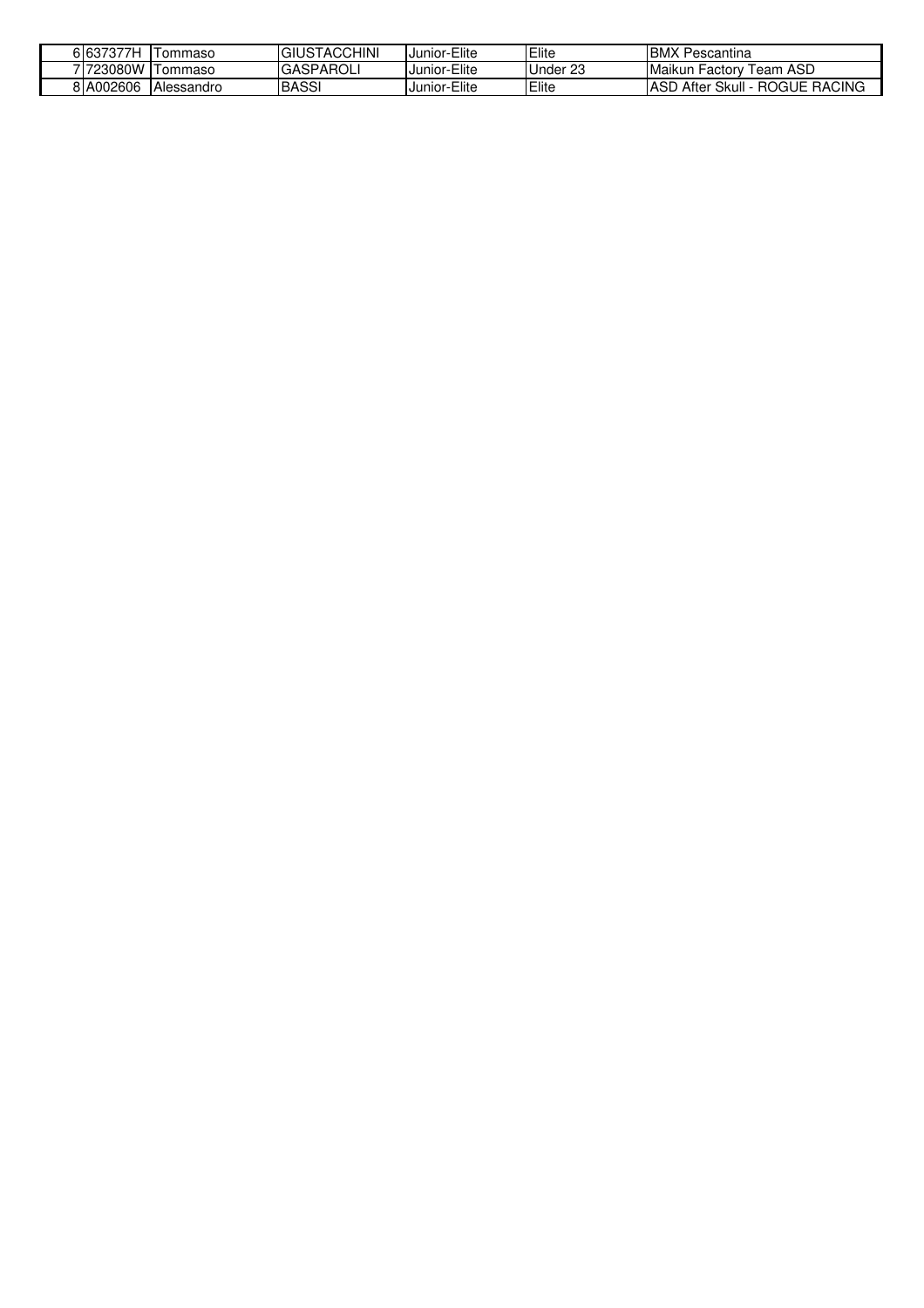| | | | | | | |
|---|---|---|---|---|---|---|
| 6 | 637377H | Tommaso | GIUSTACCHINI | Junior-Elite | Elite | BMX Pescantina |
| 7 | 723080W | Tommaso | GASPAROLI | Junior-Elite | Under 23 | Maikun Factory Team ASD |
| 8 | A002606 | Alessandro | BASSI | Junior-Elite | Elite | ASD After Skull - ROGUE RACING |